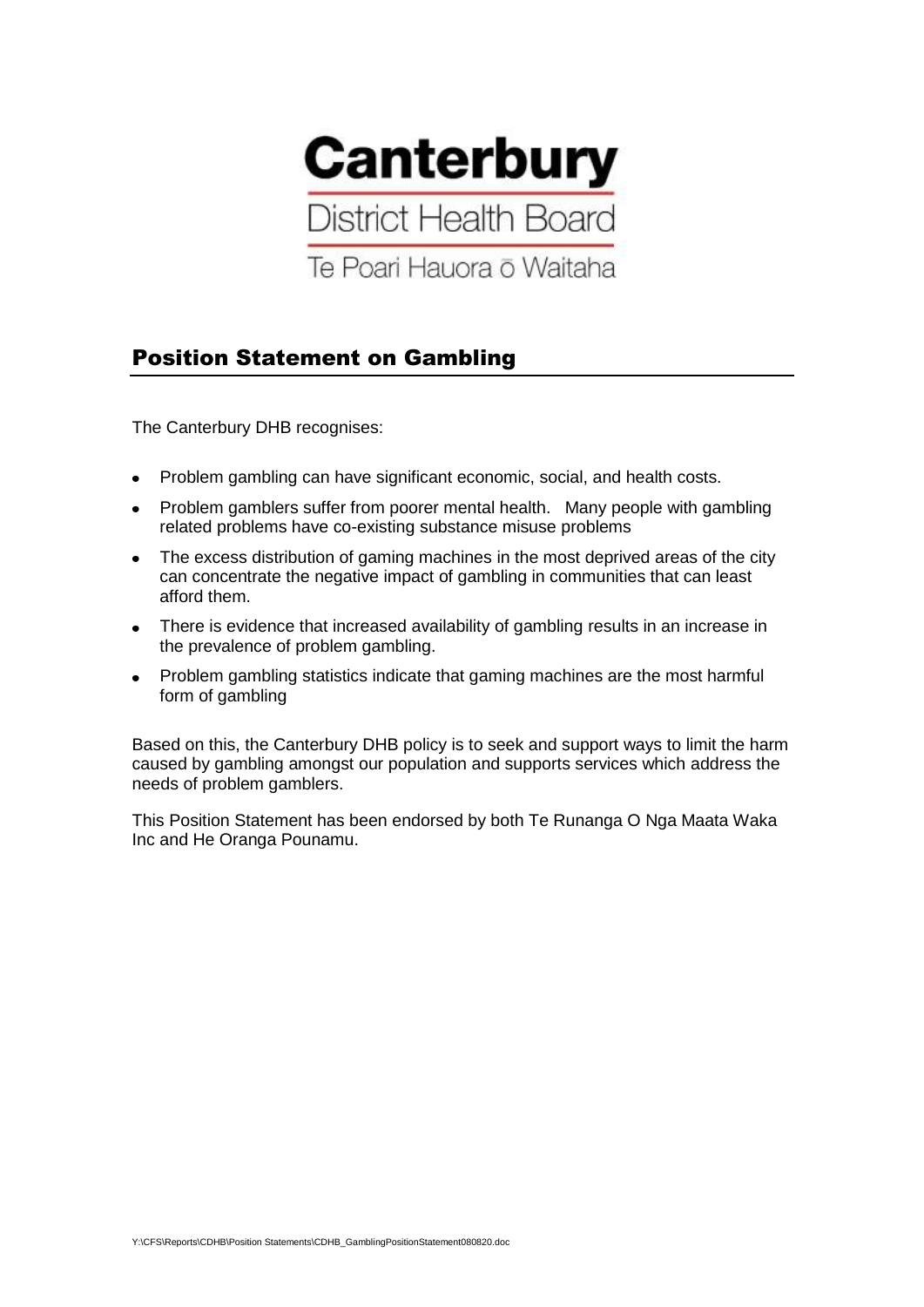# Canterbury

District Health Board

Te Poari Hauora ō Waitaha

## Position Statement on Gambling

The Canterbury DHB recognises:

- Problem gambling can have significant economic, social, and health costs.
- Problem gamblers suffer from poorer mental health. Many people with gambling related problems have co-existing substance misuse problems
- The excess distribution of gaming machines in the most deprived areas of the city can concentrate the negative impact of gambling in communities that can least afford them.
- There is evidence that increased availability of gambling results in an increase in the prevalence of problem gambling.
- Problem gambling statistics indicate that gaming machines are the most harmful form of gambling

Based on this, the Canterbury DHB policy is to seek and support ways to limit the harm caused by gambling amongst our population and supports services which address the needs of problem gamblers.

This Position Statement has been endorsed by both Te Runanga O Nga Maata Waka Inc and He Oranga Pounamu.

Y:\CFS\Reports\CDHB\Position Statements\CDHB_GamblingPositionStatement080820.doc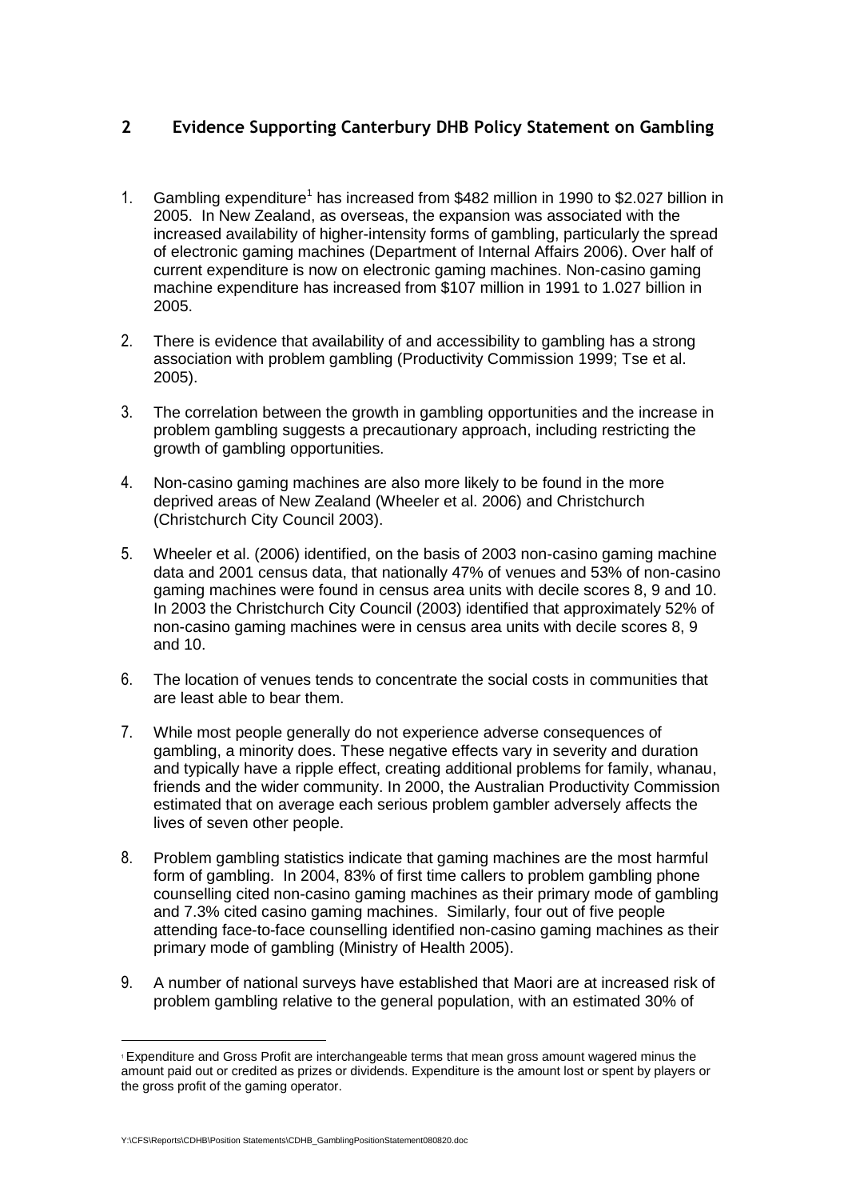## 2 Evidence Supporting Canterbury DHB Policy Statement on Gambling

1. Gambling expenditure[1] has increased from $482 million in 1990 to $2.027 billion in 2005. In New Zealand, as overseas, the expansion was associated with the increased availability of higher-intensity forms of gambling, particularly the spread of electronic gaming machines (Department of Internal Affairs 2006). Over half of current expenditure is now on electronic gaming machines. Non-casino gaming machine expenditure has increased from $107 million in 1991 to 1.027 billion in 2005.

2. There is evidence that availability of and accessibility to gambling has a strong association with problem gambling (Productivity Commission 1999; Tse et al. 2005).

3. The correlation between the growth in gambling opportunities and the increase in problem gambling suggests a precautionary approach, including restricting the growth of gambling opportunities.

4. Non-casino gaming machines are also more likely to be found in the more deprived areas of New Zealand (Wheeler et al. 2006) and Christchurch (Christchurch City Council 2003).

5. Wheeler et al. (2006) identified, on the basis of 2003 non-casino gaming machine data and 2001 census data, that nationally 47% of venues and 53% of non-casino gaming machines were found in census area units with decile scores 8, 9 and 10. In 2003 the Christchurch City Council (2003) identified that approximately 52% of non-casino gaming machines were in census area units with decile scores 8, 9 and 10.

6. The location of venues tends to concentrate the social costs in communities that are least able to bear them.

7. While most people generally do not experience adverse consequences of gambling, a minority does. These negative effects vary in severity and duration and typically have a ripple effect, creating additional problems for family, whanau, friends and the wider community. In 2000, the Australian Productivity Commission estimated that on average each serious problem gambler adversely affects the lives of seven other people.

8. Problem gambling statistics indicate that gaming machines are the most harmful form of gambling. In 2004, 83% of first time callers to problem gambling phone counselling cited non-casino gaming machines as their primary mode of gambling and 7.3% cited casino gaming machines. Similarly, four out of five people attending face-to-face counselling identified non-casino gaming machines as their primary mode of gambling (Ministry of Health 2005).

9. A number of national surveys have established that Maori are at increased risk of problem gambling relative to the general population, with an estimated 30% of

---

[1] Expenditure and Gross Profit are interchangeable terms that mean gross amount wagered minus the amount paid out or credited as prizes or dividends. Expenditure is the amount lost or spent by players or the gross profit of the gaming operator.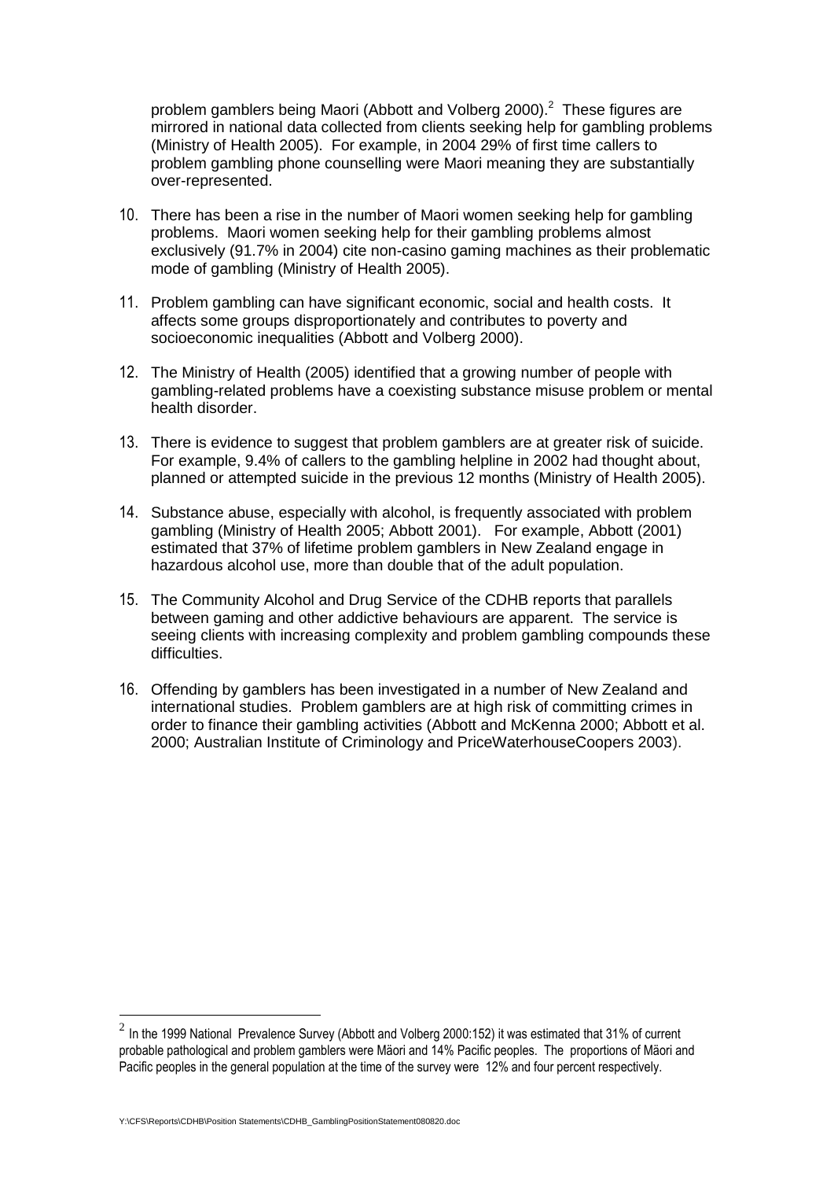problem gamblers being Maori (Abbott and Volberg 2000).[2] These figures are mirrored in national data collected from clients seeking help for gambling problems (Ministry of Health 2005). For example, in 2004 29% of first time callers to problem gambling phone counselling were Maori meaning they are substantially over-represented.

10. There has been a rise in the number of Maori women seeking help for gambling problems. Maori women seeking help for their gambling problems almost exclusively (91.7% in 2004) cite non-casino gaming machines as their problematic mode of gambling (Ministry of Health 2005).

11. Problem gambling can have significant economic, social and health costs. It affects some groups disproportionately and contributes to poverty and socioeconomic inequalities (Abbott and Volberg 2000).

12. The Ministry of Health (2005) identified that a growing number of people with gambling-related problems have a coexisting substance misuse problem or mental health disorder.

13. There is evidence to suggest that problem gamblers are at greater risk of suicide. For example, 9.4% of callers to the gambling helpline in 2002 had thought about, planned or attempted suicide in the previous 12 months (Ministry of Health 2005).

14. Substance abuse, especially with alcohol, is frequently associated with problem gambling (Ministry of Health 2005; Abbott 2001). For example, Abbott (2001) estimated that 37% of lifetime problem gamblers in New Zealand engage in hazardous alcohol use, more than double that of the adult population.

15. The Community Alcohol and Drug Service of the CDHB reports that parallels between gaming and other addictive behaviours are apparent. The service is seeing clients with increasing complexity and problem gambling compounds these difficulties.

16. Offending by gamblers has been investigated in a number of New Zealand and international studies. Problem gamblers are at high risk of committing crimes in order to finance their gambling activities (Abbott and McKenna 2000; Abbott et al. 2000; Australian Institute of Criminology and PriceWaterhouseCoopers 2003).

---

[2] In the 1999 National Prevalence Survey (Abbott and Volberg 2000:152) it was estimated that 31% of current probable pathological and problem gamblers were Mäori and 14% Pacific peoples. The proportions of Mäori and Pacific peoples in the general population at the time of the survey were 12% and four percent respectively.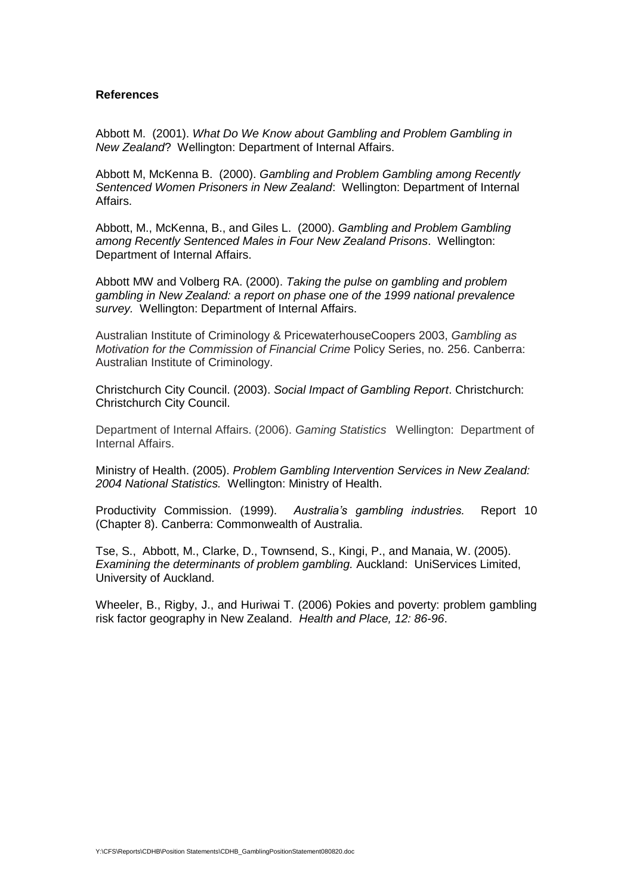**References**

Abbott M. (2001). *What Do We Know about Gambling and Problem Gambling in New Zealand*? Wellington: Department of Internal Affairs.

Abbott M, McKenna B. (2000). *Gambling and Problem Gambling among Recently Sentenced Women Prisoners in New Zealand*: Wellington: Department of Internal Affairs.

Abbott, M., McKenna, B., and Giles L. (2000). *Gambling and Problem Gambling among Recently Sentenced Males in Four New Zealand Prisons*. Wellington: Department of Internal Affairs.

Abbott MW and Volberg RA. (2000). *Taking the pulse on gambling and problem gambling in New Zealand: a report on phase one of the 1999 national prevalence survey.* Wellington: Department of Internal Affairs.

Australian Institute of Criminology & PricewaterhouseCoopers 2003, *Gambling as Motivation for the Commission of Financial Crime* Policy Series, no. 256. Canberra: Australian Institute of Criminology.

Christchurch City Council. (2003). *Social Impact of Gambling Report*. Christchurch: Christchurch City Council.

Department of Internal Affairs. (2006). *Gaming Statistics* Wellington: Department of Internal Affairs.

Ministry of Health. (2005). *Problem Gambling Intervention Services in New Zealand: 2004 National Statistics.* Wellington: Ministry of Health.

Productivity Commission. (1999). *Australia's gambling industries.* Report 10 (Chapter 8). Canberra: Commonwealth of Australia.

Tse, S., Abbott, M., Clarke, D., Townsend, S., Kingi, P., and Manaia, W. (2005). *Examining the determinants of problem gambling.* Auckland: UniServices Limited, University of Auckland.

Wheeler, B., Rigby, J., and Huriwai T. (2006) Pokies and poverty: problem gambling risk factor geography in New Zealand. *Health and Place, 12: 86-96*.